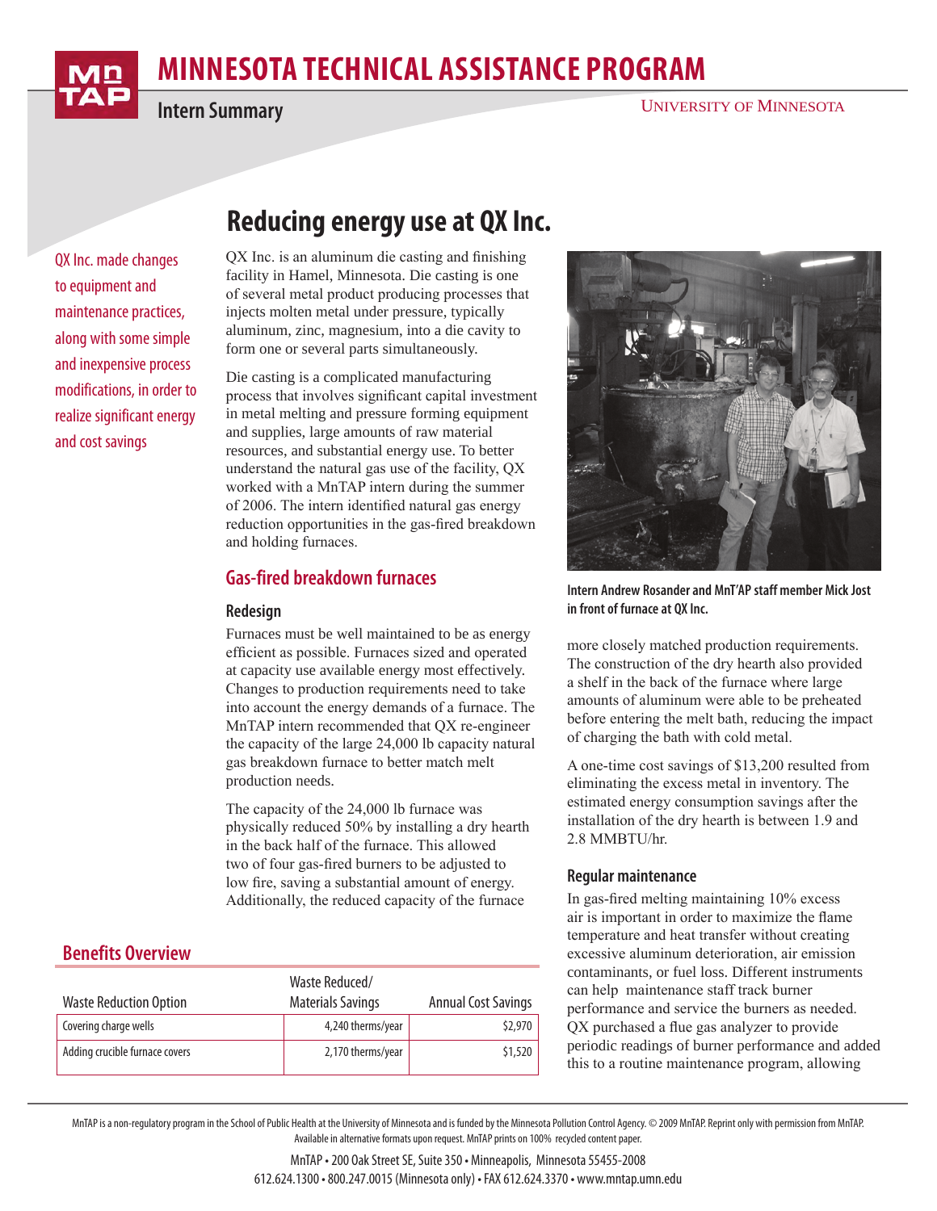# MINNESOTA TECHNICAL ASSISTANCE PROGRAM

**Intern Summary**

UNIVERSITY OF MINNESOTA

## Reducing energy use at QX Inc.

QX Inc. made changes to equipment and maintenance practices, along with some simple and inexpensive process modifications, in order to realize significant energy and cost savings

QX Inc. is an aluminum die casting and finishing facility in Hamel, Minnesota. Die casting is one of several metal product producing processes that injects molten metal under pressure, typically aluminum, zinc, magnesium, into a die cavity to form one or several parts simultaneously.

Die casting is a complicated manufacturing process that involves significant capital investment in metal melting and pressure forming equipment and supplies, large amounts of raw material resources, and substantial energy use. To better understand the natural gas use of the facility, QX worked with a MnTAP intern during the summer of 2006. The intern identified natural gas energy reduction opportunities in the gas-fired breakdown and holding furnaces.

### Gas-fired breakdown furnaces

#### Redesign

Furnaces must be well maintained to be as energy efficient as possible. Furnaces sized and operated at capacity use available energy most effectively. Changes to production requirements need to take into account the energy demands of a furnace. The MnTAP intern recommended that QX re-engineer the capacity of the large 24,000 lb capacity natural gas breakdown furnace to better match melt production needs.

The capacity of the 24,000 lb furnace was physically reduced 50% by installing a dry hearth in the back half of the furnace. This allowed two of four gas-fired burners to be adjusted to low fire, saving a substantial amount of energy. Additionally, the reduced capacity of the furnace more closely matched production requirements. The construction of the dry hearth also provided a shelf in the back of the furnace where large amounts of aluminum were able to be preheated before entering the melt bath, reducing the impact of charging the bath with cold metal.

Intern Andrew Rosander and MnT'AP staff member Mick Jost in front of furnace at QX Inc.

A one-time cost savings of $13,200 resulted from eliminating the excess metal in inventory. The estimated energy consumption savings after the installation of the dry hearth is between 1.9 and 2.8 MMBTU/hr.

#### Regular maintenance

In gas-fired melting maintaining 10% excess air is important in order to maximize the flame temperature and heat transfer without creating excessive aluminum deterioration, air emission contaminants, or fuel loss. Different instruments can help maintenance staff track burner performance and service the burners as needed. QX purchased a flue gas analyzer to provide periodic readings of burner performance and added this to a routine maintenance program, allowing

### Benefits Overview

| Waste Reduction Option | Waste Reduced/ Materials Savings | Annual Cost Savings |
|---|---|---|
| Covering charge wells | 4,240 therms/year | $2,970 |
| Adding crucible furnace covers | 2,170 therms/year | $1,520 |

MnTAP is a non-regulatory program in the School of Public Health at the University of Minnesota and is funded by the Minnesota Pollution Control Agency. © 2009 MnTAP. Reprint only with permission from MnTAP. Available in alternative formats upon request. MnTAP prints on 100% recycled content paper.

MnTAP • 200 Oak Street SE, Suite 350 • Minneapolis, Minnesota 55455-2008
612.624.1300 • 800.247.0015 (Minnesota only) • FAX 612.624.3370 • www.mntap.umn.edu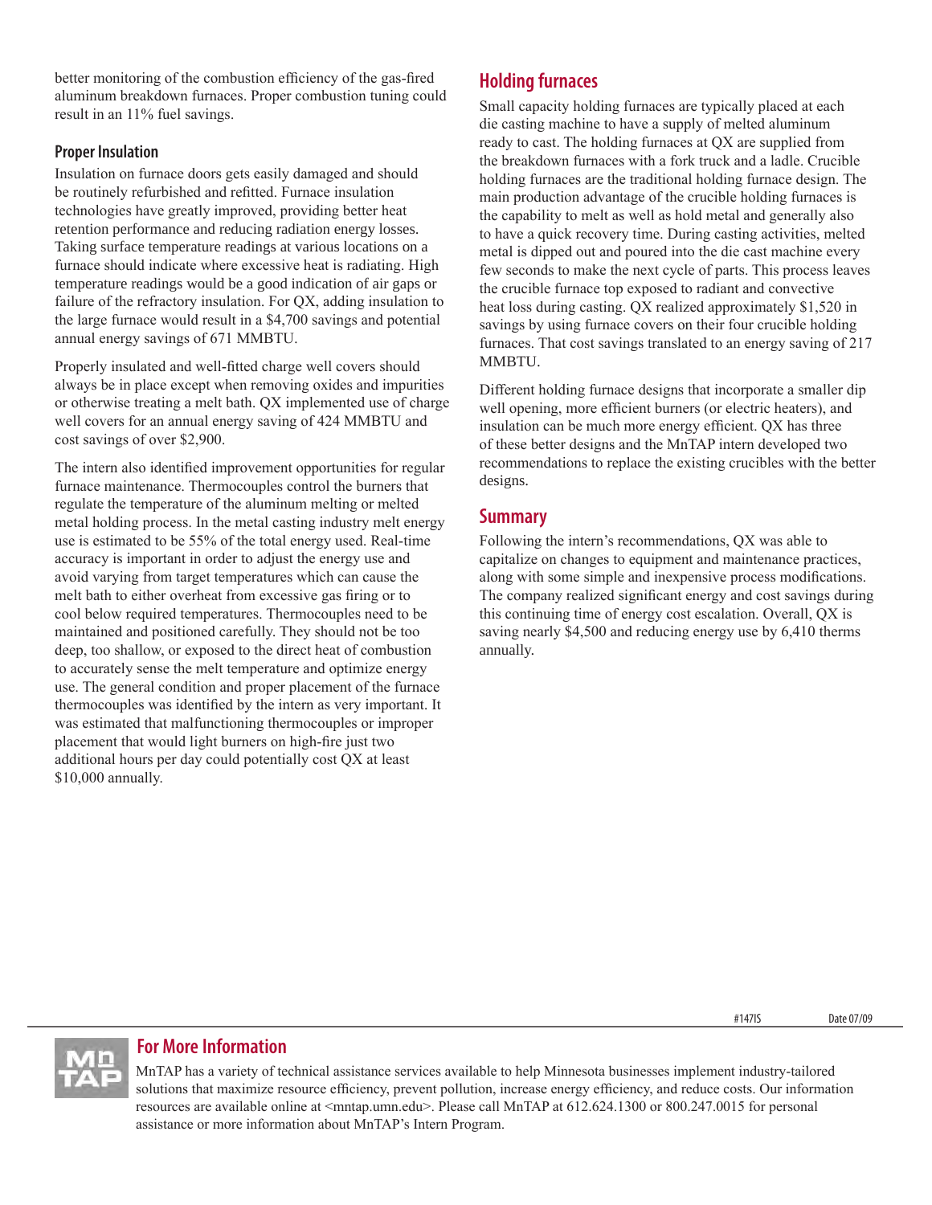better monitoring of the combustion efficiency of the gas-fired aluminum breakdown furnaces. Proper combustion tuning could result in an 11% fuel savings.

### Proper Insulation

Insulation on furnace doors gets easily damaged and should be routinely refurbished and refitted. Furnace insulation technologies have greatly improved, providing better heat retention performance and reducing radiation energy losses. Taking surface temperature readings at various locations on a furnace should indicate where excessive heat is radiating. High temperature readings would be a good indication of air gaps or failure of the refractory insulation. For QX, adding insulation to the large furnace would result in a $4,700 savings and potential annual energy savings of 671 MMBTU.

Properly insulated and well-fitted charge well covers should always be in place except when removing oxides and impurities or otherwise treating a melt bath. QX implemented use of charge well covers for an annual energy saving of 424 MMBTU and cost savings of over $2,900.

The intern also identified improvement opportunities for regular furnace maintenance. Thermocouples control the burners that regulate the temperature of the aluminum melting or melted metal holding process. In the metal casting industry melt energy use is estimated to be 55% of the total energy used. Real-time accuracy is important in order to adjust the energy use and avoid varying from target temperatures which can cause the melt bath to either overheat from excessive gas firing or to cool below required temperatures. Thermocouples need to be maintained and positioned carefully. They should not be too deep, too shallow, or exposed to the direct heat of combustion to accurately sense the melt temperature and optimize energy use. The general condition and proper placement of the furnace thermocouples was identified by the intern as very important. It was estimated that malfunctioning thermocouples or improper placement that would light burners on high-fire just two additional hours per day could potentially cost QX at least $10,000 annually.

## Holding furnaces

Small capacity holding furnaces are typically placed at each die casting machine to have a supply of melted aluminum ready to cast. The holding furnaces at QX are supplied from the breakdown furnaces with a fork truck and a ladle. Crucible holding furnaces are the traditional holding furnace design. The main production advantage of the crucible holding furnaces is the capability to melt as well as hold metal and generally also to have a quick recovery time. During casting activities, melted metal is dipped out and poured into the die cast machine every few seconds to make the next cycle of parts. This process leaves the crucible furnace top exposed to radiant and convective heat loss during casting. QX realized approximately $1,520 in savings by using furnace covers on their four crucible holding furnaces. That cost savings translated to an energy saving of 217 MMBTU.

Different holding furnace designs that incorporate a smaller dip well opening, more efficient burners (or electric heaters), and insulation can be much more energy efficient. QX has three of these better designs and the MnTAP intern developed two recommendations to replace the existing crucibles with the better designs.

## Summary

Following the intern's recommendations, QX was able to capitalize on changes to equipment and maintenance practices, along with some simple and inexpensive process modifications. The company realized significant energy and cost savings during this continuing time of energy cost escalation. Overall, QX is saving nearly $4,500 and reducing energy use by 6,410 therms annually.

#147IS Date 07/09

## For More Information

MnTAP has a variety of technical assistance services available to help Minnesota businesses implement industry-tailored solutions that maximize resource efficiency, prevent pollution, increase energy efficiency, and reduce costs. Our information resources are available online at <mntap.umn.edu>. Please call MnTAP at 612.624.1300 or 800.247.0015 for personal assistance or more information about MnTAP's Intern Program.